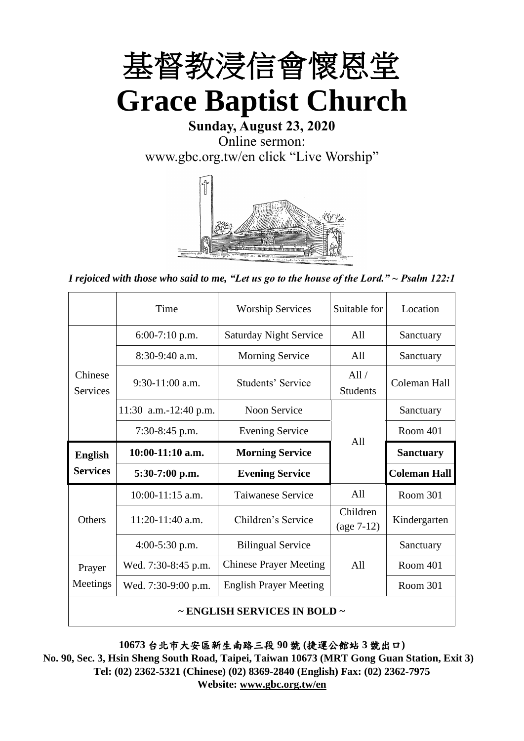# 基督教浸信會懷恩堂

# Grace Baptist Church

**Sunday, August 23, 2020**

Online sermon:

www.gbc.org.tw/en click "Live Worship"

*I rejoiced with those who said to me, "Let us go to the house of the Lord." ~ Psalm 122:1*

| | Time | Worship Services | Suitable for | Location |
|---|---|---|---|---|
| Chinese Services | 6:00-7:10 p.m. | Saturday Night Service | All | Sanctuary |
| | 8:30-9:40 a.m. | Morning Service | All | Sanctuary |
| | 9:30-11:00 a.m. | Students' Service | All / Students | Coleman Hall |
| | 11:30 a.m.-12:40 p.m. | Noon Service | All | Sanctuary |
| | 7:30-8:45 p.m. | Evening Service | | Room 401 |
| **English Services** | **10:00-11:10 a.m.** | **Morning Service** | | **Sanctuary** |
| | **5:30-7:00 p.m.** | **Evening Service** | | **Coleman Hall** |
| Others | 10:00-11:15 a.m. | Taiwanese Service | All | Room 301 |
| | 11:20-11:40 a.m. | Children's Service | Children (age 7-12) | Kindergarten |
| | 4:00-5:30 p.m. | Bilingual Service | All | Sanctuary |
| Prayer Meetings | Wed. 7:30-8:45 p.m. | Chinese Prayer Meeting | | Room 401 |
| | Wed. 7:30-9:00 p.m. | English Prayer Meeting | | Room 301 |

**~ ENGLISH SERVICES IN BOLD ~**

**10673 台北市大安區新生南路三段 90 號 (捷運公館站 3 號出口)**

**No. 90, Sec. 3, Hsin Sheng South Road, Taipei, Taiwan 10673 (MRT Gong Guan Station, Exit 3)**

**Tel: (02) 2362-5321 (Chinese) (02) 8369-2840 (English) Fax: (02) 2362-7975**

**Website: www.gbc.org.tw/en**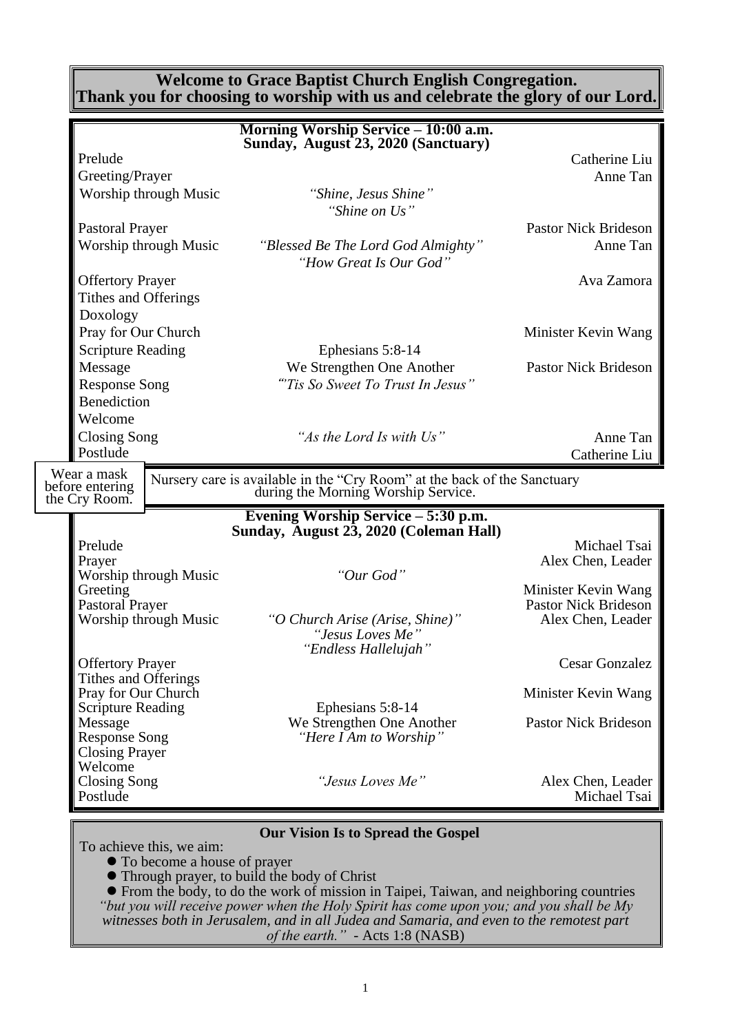**Welcome to Grace Baptist Church English Congregation.**
**Thank you for choosing to worship with us and celebrate the glory of our Lord.**

## Morning Worship Service – 10:00 a.m.
## Sunday, August 23, 2020 (Sanctuary)

| | | |
|---|---|---|
| Prelude | | Catherine Liu |
| Greeting/Prayer | | Anne Tan |
| Worship through Music | *"Shine, Jesus Shine"* *"Shine on Us"* | |
| Pastoral Prayer | | Pastor Nick Brideson |
| Worship through Music | *"Blessed Be The Lord God Almighty"* *"How Great Is Our God"* | Anne Tan |
| Offertory Prayer | | Ava Zamora |
| Tithes and Offerings | | |
| Doxology | | |
| Pray for Our Church | | Minister Kevin Wang |
| Scripture Reading | Ephesians 5:8-14 | |
| Message | We Strengthen One Another | Pastor Nick Brideson |
| Response Song | *"'Tis So Sweet To Trust In Jesus"* | |
| Benediction | | |
| Welcome | | |
| Closing Song | *"As the Lord Is with Us"* | Anne Tan |
| Postlude | | Catherine Liu |

Wear a mask before entering the Cry Room.

Nursery care is available in the "Cry Room" at the back of the Sanctuary during the Morning Worship Service.

## Evening Worship Service – 5:30 p.m.
## Sunday, August 23, 2020 (Coleman Hall)

| | | |
|---|---|---|
| Prelude | | Michael Tsai |
| Prayer | | Alex Chen, Leader |
| Worship through Music | *"Our God"* | |
| Greeting | | Minister Kevin Wang |
| Pastoral Prayer | | Pastor Nick Brideson |
| Worship through Music | *"O Church Arise (Arise, Shine)"* *"Jesus Loves Me"* *"Endless Hallelujah"* | Alex Chen, Leader |
| Offertory Prayer | | Cesar Gonzalez |
| Tithes and Offerings | | |
| Pray for Our Church | | Minister Kevin Wang |
| Scripture Reading | Ephesians 5:8-14 | |
| Message | We Strengthen One Another | Pastor Nick Brideson |
| Response Song | *"Here I Am to Worship"* | |
| Closing Prayer | | |
| Welcome | | |
| Closing Song | *"Jesus Loves Me"* | Alex Chen, Leader |
| Postlude | | Michael Tsai |

### Our Vision Is to Spread the Gospel

To achieve this, we aim:

- To become a house of prayer
- Through prayer, to build the body of Christ
- From the body, to do the work of mission in Taipei, Taiwan, and neighboring countries

*"but you will receive power when the Holy Spirit has come upon you; and you shall be My witnesses both in Jerusalem, and in all Judea and Samaria, and even to the remotest part of the earth."* - Acts 1:8 (NASB)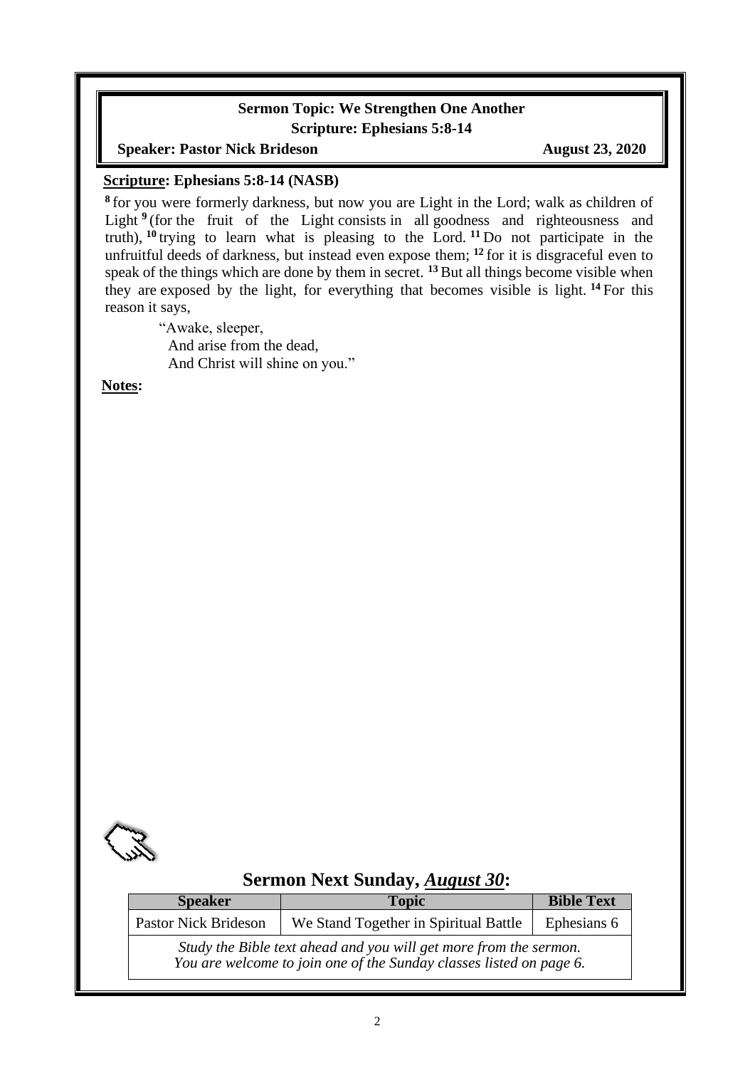**Sermon Topic: We Strengthen One Another**
**Scripture: Ephesians 5:8-14**
**Speaker: Pastor Nick Brideson** **August 23, 2020**

**Scripture: Ephesians 5:8-14 (NASB)**

[8] for you were formerly darkness, but now you are Light in the Lord; walk as children of Light [9] (for the fruit of the Light consists in all goodness and righteousness and truth), [10] trying to learn what is pleasing to the Lord. [11] Do not participate in the unfruitful deeds of darkness, but instead even expose them; [12] for it is disgraceful even to speak of the things which are done by them in secret. [13] But all things become visible when they are exposed by the light, for everything that becomes visible is light. [14] For this reason it says,

> "Awake, sleeper,
> And arise from the dead,
> And Christ will shine on you."

**Notes:**

## Sermon Next Sunday, *August 30*:

| Speaker | Topic | Bible Text |
|---|---|---|
| Pastor Nick Brideson | We Stand Together in Spiritual Battle | Ephesians 6 |
| *Study the Bible text ahead and you will get more from the sermon. You are welcome to join one of the Sunday classes listed on page 6.* | | |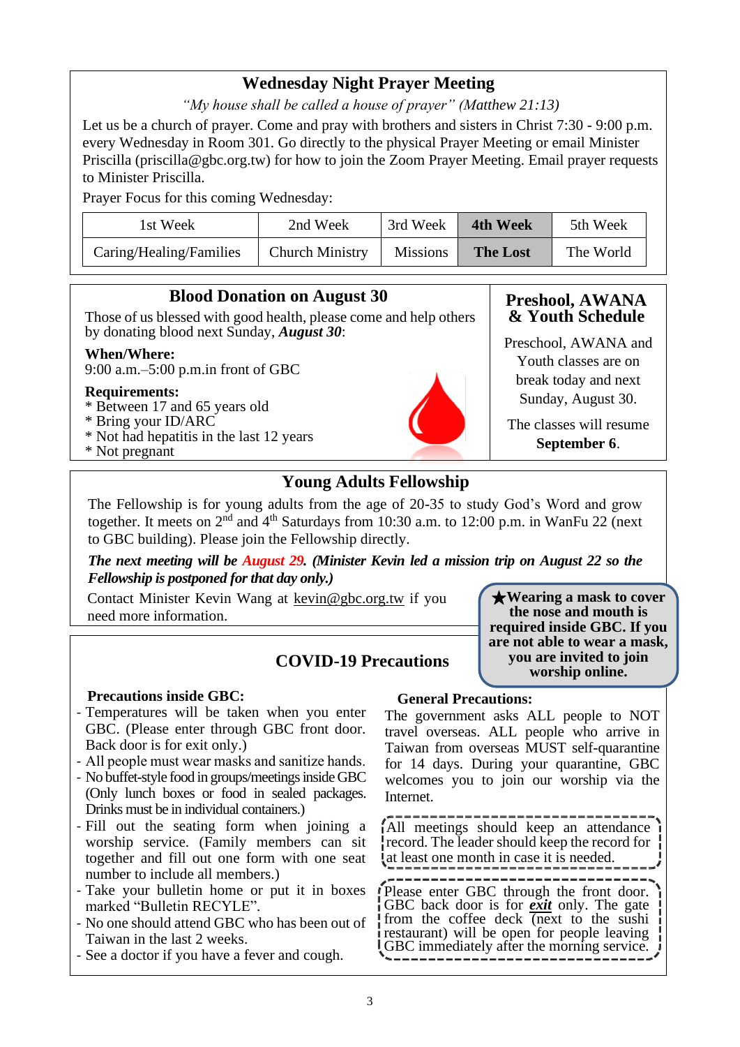## Wednesday Night Prayer Meeting

*"My house shall be called a house of prayer" (Matthew 21:13)*

Let us be a church of prayer. Come and pray with brothers and sisters in Christ 7:30 - 9:00 p.m. every Wednesday in Room 301. Go directly to the physical Prayer Meeting or email Minister Priscilla (priscilla@gbc.org.tw) for how to join the Zoom Prayer Meeting. Email prayer requests to Minister Priscilla.

Prayer Focus for this coming Wednesday:

| 1st Week | 2nd Week | 3rd Week | **4th Week** | 5th Week |
|---|---|---|---|---|
| Caring/Healing/Families | Church Ministry | Missions | **The Lost** | The World |

## Blood Donation on August 30

Those of us blessed with good health, please come and help others by donating blood next Sunday, ***August 30***:

**When/Where:**
9:00 a.m.–5:00 p.m.in front of GBC

**Requirements:**
* Between 17 and 65 years old
* Bring your ID/ARC
* Not had hepatitis in the last 12 years
* Not pregnant

## Preshool, AWANA & Youth Schedule

Preschool, AWANA and Youth classes are on break today and next Sunday, August 30.

The classes will resume **September 6**.

## Young Adults Fellowship

The Fellowship is for young adults from the age of 20-35 to study God's Word and grow together. It meets on 2nd and 4th Saturdays from 10:30 a.m. to 12:00 p.m. in WanFu 22 (next to GBC building). Please join the Fellowship directly.

***The next meeting will be August 29. (Minister Kevin led a mission trip on August 22 so the Fellowship is postponed for that day only.)***

Contact Minister Kevin Wang at kevin@gbc.org.tw if you need more information.

**★Wearing a mask to cover the nose and mouth is required inside GBC. If you are not able to wear a mask, you are invited to join worship online.**

## COVID-19 Precautions

**Precautions inside GBC:**

- Temperatures will be taken when you enter GBC. (Please enter through GBC front door. Back door is for exit only.)
- All people must wear masks and sanitize hands.
- No buffet-style food in groups/meetings inside GBC (Only lunch boxes or food in sealed packages. Drinks must be in individual containers.)
- Fill out the seating form when joining a worship service. (Family members can sit together and fill out one form with one seat number to include all members.)
- Take your bulletin home or put it in boxes marked "Bulletin RECYLE".
- No one should attend GBC who has been out of Taiwan in the last 2 weeks.
- See a doctor if you have a fever and cough.

**General Precautions:**

The government asks ALL people to NOT travel overseas. ALL people who arrive in Taiwan from overseas MUST self-quarantine for 14 days. During your quarantine, GBC welcomes you to join our worship via the Internet.

All meetings should keep an attendance record. The leader should keep the record for at least one month in case it is needed.

Please enter GBC through the front door. GBC back door is for ***exit*** only. The gate from the coffee deck (next to the sushi restaurant) will be open for people leaving GBC immediately after the morning service.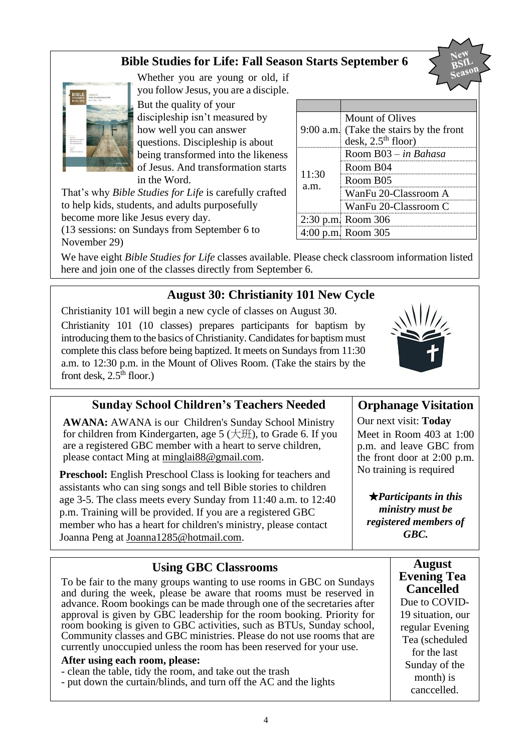## Bible Studies for Life: Fall Season Starts September 6

New BSfL Season

Whether you are young or old, if you follow Jesus, you are a disciple. But the quality of your discipleship isn't measured by how well you can answer questions. Discipleship is about being transformed into the likeness of Jesus. And transformation starts in the Word.

That's why *Bible Studies for Life* is carefully crafted to help kids, students, and adults purposefully become more like Jesus every day.

(13 sessions: on Sundays from September 6 to November 29)

| | |
|---|---|
| 9:00 a.m. | Mount of Olives (Take the stairs by the front desk, 2.5th floor) |
| 11:30 a.m. | Room B03 – *in Bahasa* |
| | Room B04 |
| | Room B05 |
| | WanFu 20-Classroom A |
| | WanFu 20-Classroom C |
| 2:30 p.m. | Room 306 |
| 4:00 p.m. | Room 305 |

We have eight *Bible Studies for Life* classes available. Please check classroom information listed here and join one of the classes directly from September 6.

## August 30: Christianity 101 New Cycle

Christianity 101 will begin a new cycle of classes on August 30.

Christianity 101 (10 classes) prepares participants for baptism by introducing them to the basics of Christianity. Candidates for baptism must complete this class before being baptized. It meets on Sundays from 11:30 a.m. to 12:30 p.m. in the Mount of Olives Room. (Take the stairs by the front desk, 2.5th floor.)

## Sunday School Children's Teachers Needed

**AWANA:** AWANA is our Children's Sunday School Ministry for children from Kindergarten, age 5 (大班), to Grade 6. If you are a registered GBC member with a heart to serve children, please contact Ming at minglai88@gmail.com.

**Preschool:** English Preschool Class is looking for teachers and assistants who can sing songs and tell Bible stories to children age 3-5. The class meets every Sunday from 11:40 a.m. to 12:40 p.m. Training will be provided. If you are a registered GBC member who has a heart for children's ministry, please contact Joanna Peng at Joanna1285@hotmail.com.

## Orphanage Visitation

Our next visit: **Today**

Meet in Room 403 at 1:00 p.m. and leave GBC from the front door at 2:00 p.m. No training is required

★***Participants in this ministry must be registered members of GBC.***

## Using GBC Classrooms

To be fair to the many groups wanting to use rooms in GBC on Sundays and during the week, please be aware that rooms must be reserved in advance. Room bookings can be made through one of the secretaries after approval is given by GBC leadership for the room booking. Priority for room booking is given to GBC activities, such as BTUs, Sunday school, Community classes and GBC ministries. Please do not use rooms that are currently unoccupied unless the room has been reserved for your use.

**After using each room, please:**

- clean the table, tidy the room, and take out the trash
- put down the curtain/blinds, and turn off the AC and the lights

## August Evening Tea Cancelled

Due to COVID-19 situation, our regular Evening Tea (scheduled for the last Sunday of the month) is canccelled.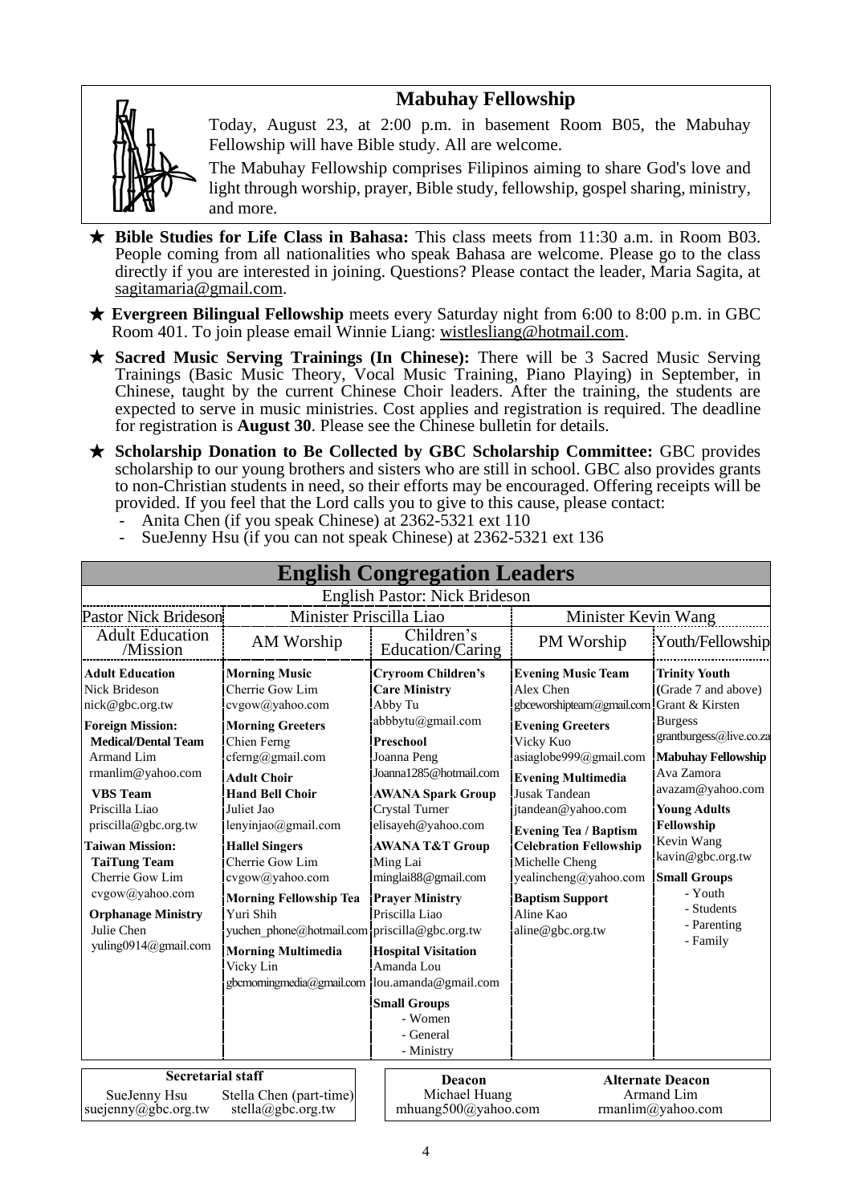## Mabuhay Fellowship

Today, August 23, at 2:00 p.m. in basement Room B05, the Mabuhay Fellowship will have Bible study. All are welcome.

The Mabuhay Fellowship comprises Filipinos aiming to share God's love and light through worship, prayer, Bible study, fellowship, gospel sharing, ministry, and more.

★ **Bible Studies for Life Class in Bahasa:** This class meets from 11:30 a.m. in Room B03. People coming from all nationalities who speak Bahasa are welcome. Please go to the class directly if you are interested in joining. Questions? Please contact the leader, Maria Sagita, at sagitamaria@gmail.com.

★ **Evergreen Bilingual Fellowship** meets every Saturday night from 6:00 to 8:00 p.m. in GBC Room 401. To join please email Winnie Liang: wistlesliang@hotmail.com.

★ **Sacred Music Serving Trainings (In Chinese):** There will be 3 Sacred Music Serving Trainings (Basic Music Theory, Vocal Music Training, Piano Playing) in September, in Chinese, taught by the current Chinese Choir leaders. After the training, the students are expected to serve in music ministries. Cost applies and registration is required. The deadline for registration is **August 30**. Please see the Chinese bulletin for details.

★ **Scholarship Donation to Be Collected by GBC Scholarship Committee:** GBC provides scholarship to our young brothers and sisters who are still in school. GBC also provides grants to non-Christian students in need, so their efforts may be encouraged. Offering receipts will be provided. If you feel that the Lord calls you to give to this cause, please contact:

- Anita Chen (if you speak Chinese) at 2362-5321 ext 110
- SueJenny Hsu (if you can not speak Chinese) at 2362-5321 ext 136

## English Congregation Leaders

English Pastor: Nick Brideson

| Pastor Nick Brideson | Minister Priscilla Liao | | Minister Kevin Wang | |
|---|---|---|---|---|
| **Adult Education /Mission** | **AM Worship** | **Children's Education/Caring** | **PM Worship** | **Youth/Fellowship** |
| **Adult Education**<br>Nick Brideson<br>nick@gbc.org.tw<br>**Foreign Mission:**<br>**Medical/Dental Team**<br>Armand Lim<br>rmanlim@yahoo.com<br>**VBS Team**<br>Priscilla Liao<br>priscilla@gbc.org.tw<br>**Taiwan Mission:**<br>**TaiTung Team**<br>Cherrie Gow Lim<br>cvgow@yahoo.com<br>**Orphanage Ministry**<br>Julie Chen<br>yuling0914@gmail.com | **Morning Music**<br>Cherrie Gow Lim<br>cvgow@yahoo.com<br>**Morning Greeters**<br>Chien Ferng<br>cferng@gmail.com<br>**Adult Choir**<br>**Hand Bell Choir**<br>Juliet Jao<br>lenyinjao@gmail.com<br>**Hallel Singers**<br>Cherrie Gow Lim<br>cvgow@yahoo.com<br>**Morning Fellowship Tea**<br>Yuri Shih<br>yuchen_phone@hotmail.com<br>**Morning Multimedia**<br>Vicky Lin<br>gbcmorningmedia@gmail.com | **Cryroom Children's Care Ministry**<br>Abby Tu<br>abbbytu@gmail.com<br>**Preschool**<br>Joanna Peng<br>Joanna1285@hotmail.com<br>**AWANA Spark Group**<br>Crystal Turner<br>elisayeh@yahoo.com<br>**AWANA T&T Group**<br>Ming Lai<br>minglai88@gmail.com<br>**Prayer Ministry**<br>Priscilla Liao<br>priscilla@gbc.org.tw<br>**Hospital Visitation**<br>Amanda Lou<br>lou.amanda@gmail.com<br>**Small Groups**<br>- Women<br>- General<br>- Ministry | **Evening Music Team**<br>Alex Chen<br>gbceworshipteam@gmail.com<br>**Evening Greeters**<br>Vicky Kuo<br>asiaglobe999@gmail.com<br>**Evening Multimedia**<br>Jusak Tandean<br>jtandean@yahoo.com<br>**Evening Tea / Baptism Celebration Fellowship**<br>Michelle Cheng<br>yealincheng@yahoo.com<br>**Baptism Support**<br>Aline Kao<br>aline@gbc.org.tw | **Trinity Youth** (Grade 7 and above)<br>Grant & Kirsten Burgess<br>grantburgess@live.co.za<br>**Mabuhay Fellowship**<br>Ava Zamora<br>avazam@yahoo.com<br>**Young Adults Fellowship**<br>Kevin Wang<br>kavin@gbc.org.tw<br>**Small Groups**<br>- Youth<br>- Students<br>- Parenting<br>- Family |

| Secretarial staff | |
|---|---|
| SueJenny Hsu<br>suejenny@gbc.org.tw | Stella Chen (part-time)<br>stella@gbc.org.tw |

| Deacon | Alternate Deacon |
|---|---|
| Michael Huang<br>mhuang500@yahoo.com | Armand Lim<br>rmanlim@yahoo.com |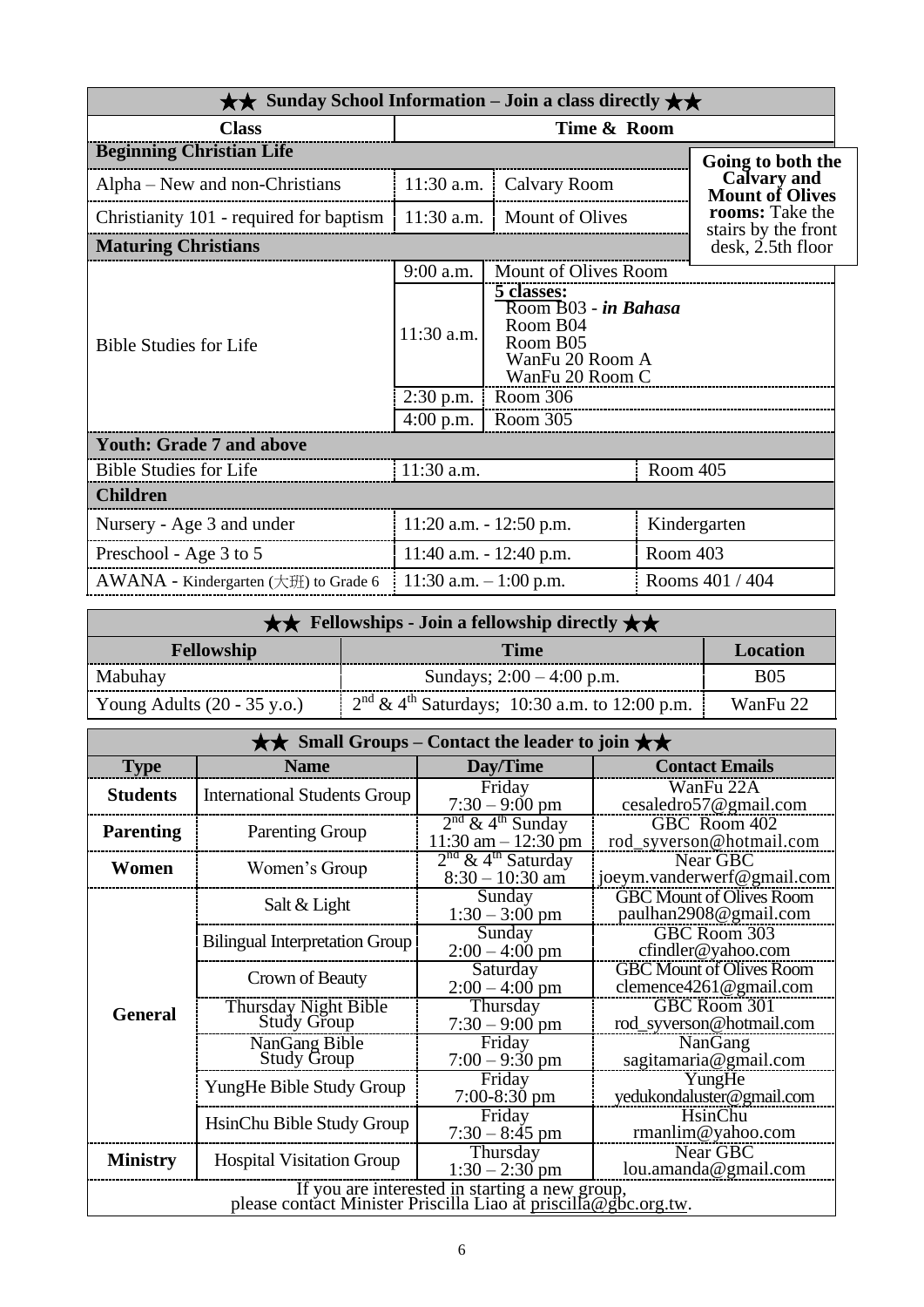## ★★ Sunday School Information – Join a class directly ★★

| Class | Time & Room | | |
|---|---|---|---|
| **Beginning Christian Life** | | | |
| Alpha – New and non-Christians | 11:30 a.m. | Calvary Room | |
| Christianity 101 - required for baptism | 11:30 a.m. | Mount of Olives | |
| **Maturing Christians** | | | |
| Bible Studies for Life | 9:00 a.m. | Mount of Olives Room | |
| | 11:30 a.m. | **5 classes:** Room B03 - ***in Bahasa*** Room B04 Room B05 WanFu 20 Room A WanFu 20 Room C | |
| | 2:30 p.m. | Room 306 | |
| | 4:00 p.m. | Room 305 | |
| **Youth: Grade 7 and above** | | | |
| Bible Studies for Life | 11:30 a.m. | | Room 405 |
| **Children** | | | |
| Nursery - Age 3 and under | 11:20 a.m. - 12:50 p.m. | | Kindergarten |
| Preschool - Age 3 to 5 | 11:40 a.m. - 12:40 p.m. | | Room 403 |
| AWANA - Kindergarten (大班) to Grade 6 | 11:30 a.m. – 1:00 p.m. | | Rooms 401 / 404 |

**Going to both the Calvary and Mount of Olives rooms:** Take the stairs by the front desk, 2.5th floor

## ★★ Fellowships - Join a fellowship directly ★★

| Fellowship | Time | Location |
|---|---|---|
| Mabuhay | Sundays; 2:00 – 4:00 p.m. | B05 |
| Young Adults (20 - 35 y.o.) | 2nd & 4th Saturdays; 10:30 a.m. to 12:00 p.m. | WanFu 22 |

## ★★ Small Groups – Contact the leader to join ★★

| Type | Name | Day/Time | Contact Emails |
|---|---|---|---|
| **Students** | International Students Group | Friday 7:30 – 9:00 pm | WanFu 22A cesaledro57@gmail.com |
| **Parenting** | Parenting Group | 2nd & 4th Sunday 11:30 am – 12:30 pm | GBC Room 402 rod_syverson@hotmail.com |
| **Women** | Women's Group | 2nd & 4th Saturday 8:30 – 10:30 am | Near GBC joeym.vanderwerf@gmail.com |
| **General** | Salt & Light | Sunday 1:30 – 3:00 pm | GBC Mount of Olives Room paulhan2908@gmail.com |
| | Bilingual Interpretation Group | Sunday 2:00 – 4:00 pm | GBC Room 303 cfindler@yahoo.com |
| | Crown of Beauty | Saturday 2:00 – 4:00 pm | GBC Mount of Olives Room clemence4261@gmail.com |
| | Thursday Night Bible Study Group | Thursday 7:30 – 9:00 pm | GBC Room 301 rod_syverson@hotmail.com |
| | NanGang Bible Study Group | Friday 7:00 – 9:30 pm | NanGang sagitamaria@gmail.com |
| | YungHe Bible Study Group | Friday 7:00-8:30 pm | YungHe yedukondaluster@gmail.com |
| | HsinChu Bible Study Group | Friday 7:30 – 8:45 pm | HsinChu rmanlim@yahoo.com |
| **Ministry** | Hospital Visitation Group | Thursday 1:30 – 2:30 pm | Near GBC lou.amanda@gmail.com |

If you are interested in starting a new group, please contact Minister Priscilla Liao at priscilla@gbc.org.tw.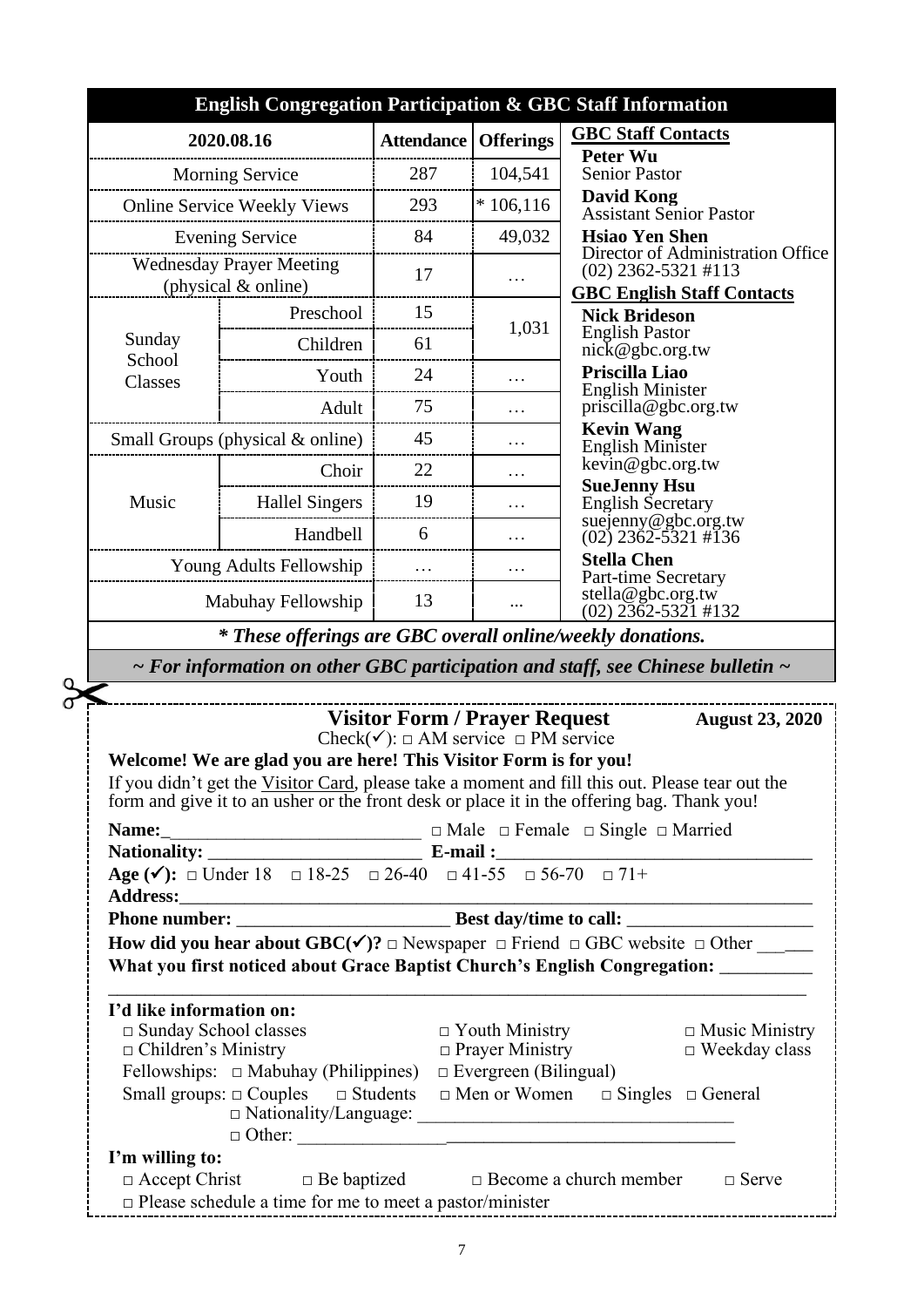## English Congregation Participation & GBC Staff Information

| 2020.08.16 | | Attendance | Offerings |
|---|---|---|---|
| Morning Service | | 287 | 104,541 |
| Online Service Weekly Views | | 293 | * 106,116 |
| Evening Service | | 84 | 49,032 |
| Wednesday Prayer Meeting (physical & online) | | 17 | … |
| Sunday School Classes | Preschool | 15 | 1,031 |
| | Children | 61 | |
| | Youth | 24 | … |
| | Adult | 75 | … |
| Small Groups (physical & online) | | 45 | … |
| Music | Choir | 22 | … |
| | Hallel Singers | 19 | … |
| | Handbell | 6 | … |
| Young Adults Fellowship | | … | … |
| Mabuhay Fellowship | | 13 | ... |

**GBC Staff Contacts**

**Peter Wu**
Senior Pastor

**David Kong**
Assistant Senior Pastor

**Hsiao Yen Shen**
Director of Administration Office
(02) 2362-5321 #113

**GBC English Staff Contacts**

**Nick Brideson**
English Pastor
nick@gbc.org.tw

**Priscilla Liao**
English Minister
priscilla@gbc.org.tw

**Kevin Wang**
English Minister
kevin@gbc.org.tw

**SueJenny Hsu**
English Secretary
suejenny@gbc.org.tw
(02) 2362-5321 #136

**Stella Chen**
Part-time Secretary
stella@gbc.org.tw
(02) 2362-5321 #132

***\* These offerings are GBC overall online/weekly donations.***

***~ For information on other GBC participation and staff, see Chinese bulletin ~***

---

### Visitor Form / Prayer Request — August 23, 2020

Check(✓): □ AM service □ PM service

**Welcome! We are glad you are here! This Visitor Form is for you!**

If you didn't get the Visitor Card, please take a moment and fill this out. Please tear out the form and give it to an usher or the front desk or place it in the offering bag. Thank you!

**Name:**\_\_\_\_\_\_\_\_\_\_\_\_\_\_\_\_\_\_\_\_\_\_\_\_\_\_\_ □ Male □ Female □ Single □ Married

**Nationality:** \_\_\_\_\_\_\_\_\_\_\_\_\_\_\_\_\_\_\_\_\_\_\_\_ **E-mail :**\_\_\_\_\_\_\_\_\_\_\_\_\_\_\_\_\_\_\_\_\_\_\_\_\_\_\_\_\_\_\_\_

**Age (✓):** □ Under 18 □ 18-25 □ 26-40 □ 41-55 □ 56-70 □ 71+

**Address:**\_\_\_\_\_\_\_\_\_\_\_\_\_\_\_\_\_\_\_\_\_\_\_\_\_\_\_\_\_\_\_\_\_\_\_\_\_\_\_\_\_\_\_\_\_\_\_\_\_\_\_\_\_\_\_\_\_\_\_\_\_\_\_\_\_

**Phone number:** \_\_\_\_\_\_\_\_\_\_\_\_\_\_\_\_\_\_\_\_\_\_\_ **Best day/time to call:** \_\_\_\_\_\_\_\_\_\_\_\_\_\_\_\_\_\_\_\_

**How did you hear about GBC(✓)?** □ Newspaper □ Friend □ GBC website □ Other \_\_\_\_\_\_

**What you first noticed about Grace Baptist Church's English Congregation:** \_\_\_\_\_\_\_\_\_\_

\_\_\_\_\_\_\_\_\_\_\_\_\_\_\_\_\_\_\_\_\_\_\_\_\_\_\_\_\_\_\_\_\_\_\_\_\_\_\_\_\_\_\_\_\_\_\_\_\_\_\_\_\_\_\_\_\_\_\_\_\_\_\_\_\_\_\_\_\_\_\_\_\_\_\_\_\_

**I'd like information on:**

□ Sunday School classes □ Youth Ministry □ Music Ministry
□ Children's Ministry □ Prayer Ministry □ Weekday class
Fellowships: □ Mabuhay (Philippines) □ Evergreen (Bilingual)
Small groups: □ Couples □ Students □ Men or Women □ Singles □ General
□ Nationality/Language: \_\_\_\_\_\_\_\_\_\_\_\_\_\_\_\_\_\_\_\_\_\_\_\_\_\_\_\_\_\_\_\_\_\_\_
□ Other: \_\_\_\_\_\_\_\_\_\_\_\_\_\_\_\_\_\_\_\_\_\_\_\_\_\_\_\_\_\_\_\_\_\_\_\_\_\_\_\_\_\_\_\_\_\_\_

**I'm willing to:**

□ Accept Christ □ Be baptized □ Become a church member □ Serve
□ Please schedule a time for me to meet a pastor/minister